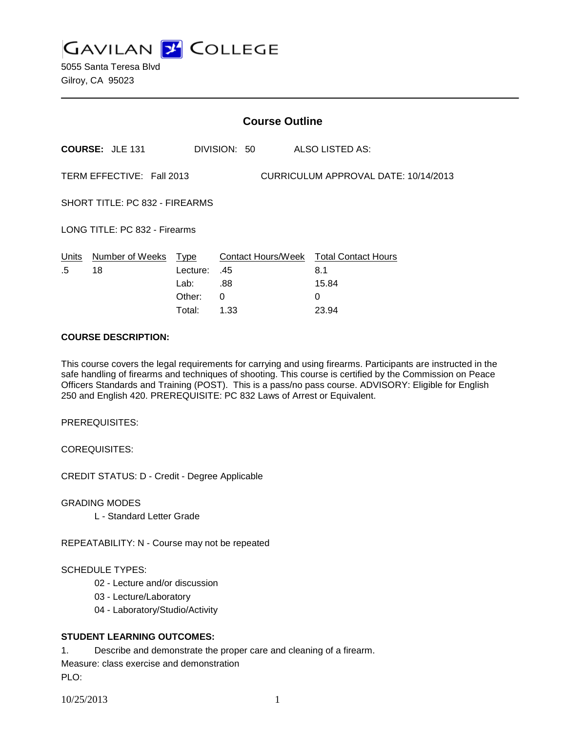# GAVILAN COLLEGE

5055 Santa Teresa Blvd
Gilroy, CA 95023

## Course Outline

**COURSE:** JLE 131 DIVISION: 50 ALSO LISTED AS:

TERM EFFECTIVE: Fall 2013 CURRICULUM APPROVAL DATE: 10/14/2013

SHORT TITLE: PC 832 - FIREARMS

LONG TITLE: PC 832 - Firearms

| Units | Number of Weeks | Type | Contact Hours/Week | Total Contact Hours |
|---|---|---|---|---|
| .5 | 18 | Lecture: | .45 | 8.1 |
| | | Lab: | .88 | 15.84 |
| | | Other: | 0 | 0 |
| | | Total: | 1.33 | 23.94 |

**COURSE DESCRIPTION:**

This course covers the legal requirements for carrying and using firearms. Participants are instructed in the safe handling of firearms and techniques of shooting. This course is certified by the Commission on Peace Officers Standards and Training (POST). This is a pass/no pass course. ADVISORY: Eligible for English 250 and English 420. PREREQUISITE: PC 832 Laws of Arrest or Equivalent.

PREREQUISITES:

COREQUISITES:

CREDIT STATUS: D - Credit - Degree Applicable

GRADING MODES

- L - Standard Letter Grade

REPEATABILITY: N - Course may not be repeated

SCHEDULE TYPES:

- 02 - Lecture and/or discussion
- 03 - Lecture/Laboratory
- 04 - Laboratory/Studio/Activity

**STUDENT LEARNING OUTCOMES:**

1. Describe and demonstrate the proper care and cleaning of a firearm.

Measure: class exercise and demonstration

PLO: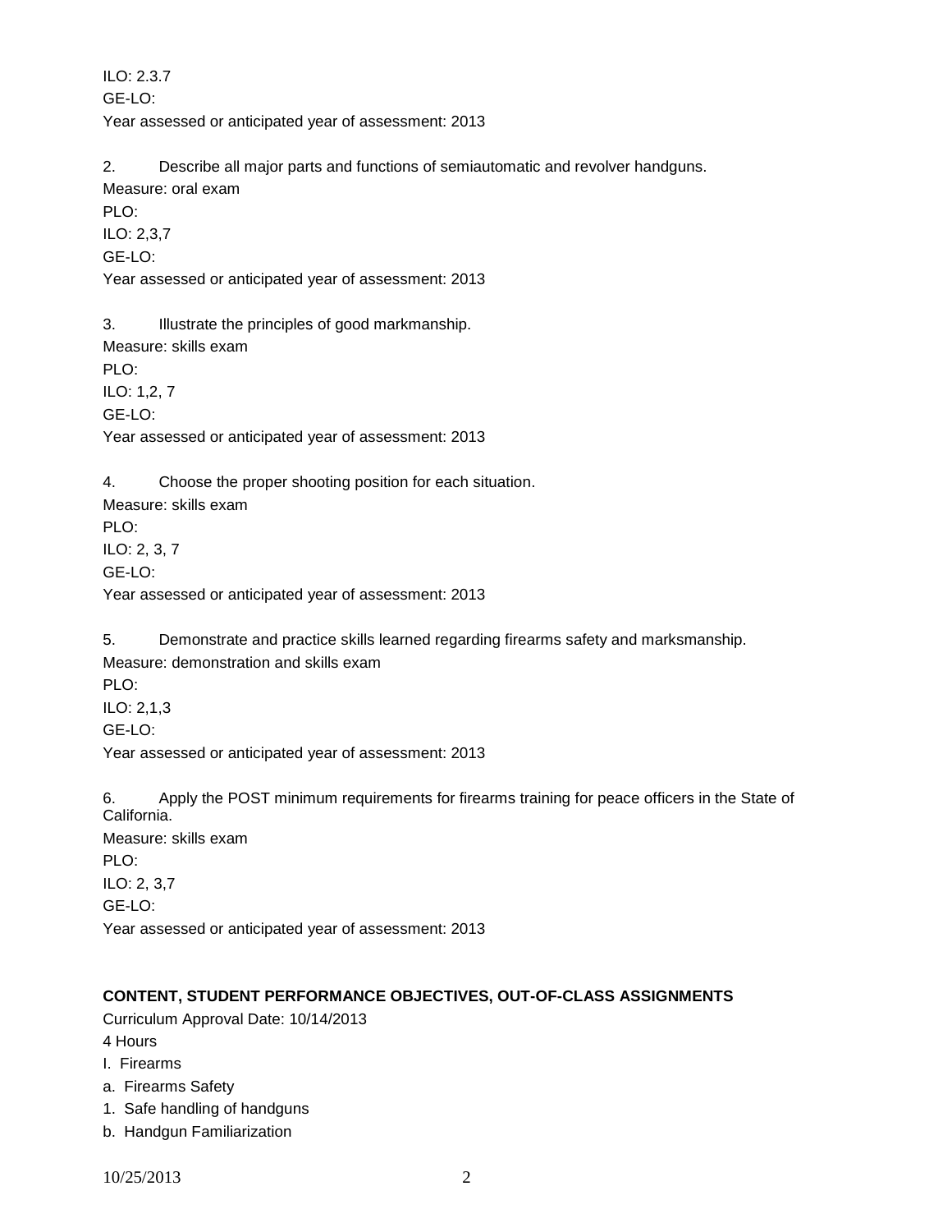ILO: 2.3.7

GE-LO:

Year assessed or anticipated year of assessment: 2013

2. Describe all major parts and functions of semiautomatic and revolver handguns.

Measure: oral exam

PLO:

ILO: 2,3,7

GE-LO:

Year assessed or anticipated year of assessment: 2013

3. Illustrate the principles of good markmanship.

Measure: skills exam

PLO:

ILO: 1,2, 7

GE-LO:

Year assessed or anticipated year of assessment: 2013

4. Choose the proper shooting position for each situation.

Measure: skills exam

PLO:

ILO: 2, 3, 7

GE-LO:

Year assessed or anticipated year of assessment: 2013

5. Demonstrate and practice skills learned regarding firearms safety and marksmanship.

Measure: demonstration and skills exam

PLO:

ILO: 2,1,3

GE-LO:

Year assessed or anticipated year of assessment: 2013

6. Apply the POST minimum requirements for firearms training for peace officers in the State of California.

Measure: skills exam

PLO:

ILO: 2, 3,7

GE-LO:

Year assessed or anticipated year of assessment: 2013

**CONTENT, STUDENT PERFORMANCE OBJECTIVES, OUT-OF-CLASS ASSIGNMENTS**

Curriculum Approval Date: 10/14/2013

4 Hours

I. Firearms

a. Firearms Safety

1. Safe handling of handguns

b. Handgun Familiarization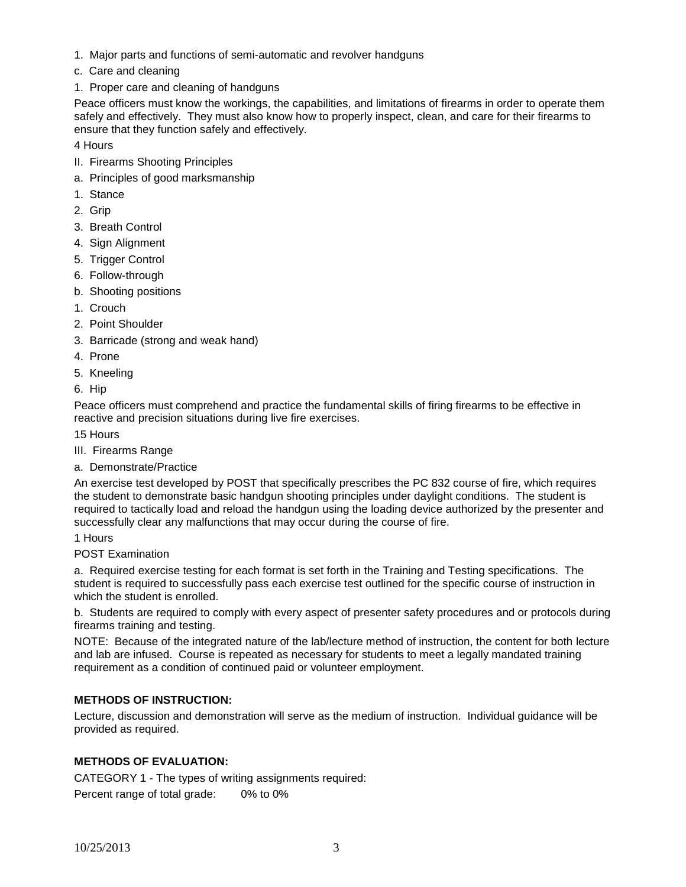1. Major parts and functions of semi-automatic and revolver handguns

c. Care and cleaning

1. Proper care and cleaning of handguns

Peace officers must know the workings, the capabilities, and limitations of firearms in order to operate them safely and effectively. They must also know how to properly inspect, clean, and care for their firearms to ensure that they function safely and effectively.

4 Hours

II. Firearms Shooting Principles

a. Principles of good marksmanship

1. Stance
2. Grip
3. Breath Control
4. Sign Alignment
5. Trigger Control
6. Follow-through

b. Shooting positions

1. Crouch
2. Point Shoulder
3. Barricade (strong and weak hand)
4. Prone
5. Kneeling
6. Hip

Peace officers must comprehend and practice the fundamental skills of firing firearms to be effective in reactive and precision situations during live fire exercises.

15 Hours

III. Firearms Range

a. Demonstrate/Practice

An exercise test developed by POST that specifically prescribes the PC 832 course of fire, which requires the student to demonstrate basic handgun shooting principles under daylight conditions. The student is required to tactically load and reload the handgun using the loading device authorized by the presenter and successfully clear any malfunctions that may occur during the course of fire.

1 Hours

POST Examination

a. Required exercise testing for each format is set forth in the Training and Testing specifications. The student is required to successfully pass each exercise test outlined for the specific course of instruction in which the student is enrolled.

b. Students are required to comply with every aspect of presenter safety procedures and or protocols during firearms training and testing.

NOTE: Because of the integrated nature of the lab/lecture method of instruction, the content for both lecture and lab are infused. Course is repeated as necessary for students to meet a legally mandated training requirement as a condition of continued paid or volunteer employment.

## METHODS OF INSTRUCTION:

Lecture, discussion and demonstration will serve as the medium of instruction. Individual guidance will be provided as required.

## METHODS OF EVALUATION:

CATEGORY 1 - The types of writing assignments required:

Percent range of total grade: 0% to 0%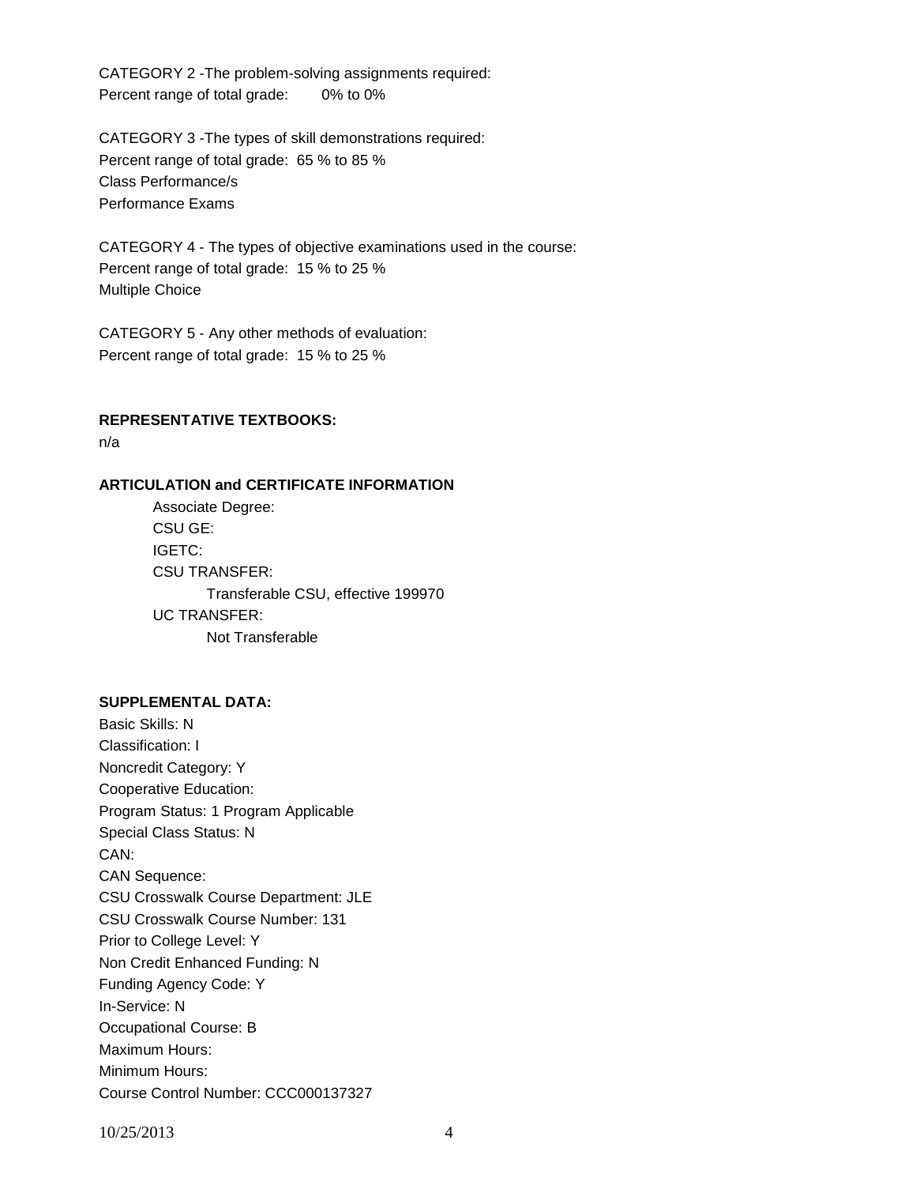CATEGORY 2 -The problem-solving assignments required:
Percent range of total grade: 0% to 0%

CATEGORY 3 -The types of skill demonstrations required:
Percent range of total grade: 65 % to 85 %
Class Performance/s
Performance Exams

CATEGORY 4 - The types of objective examinations used in the course:
Percent range of total grade: 15 % to 25 %
Multiple Choice

CATEGORY 5 - Any other methods of evaluation:
Percent range of total grade: 15 % to 25 %

**REPRESENTATIVE TEXTBOOKS:**

n/a

**ARTICULATION and CERTIFICATE INFORMATION**

Associate Degree:
CSU GE:
IGETC:
CSU TRANSFER:
Transferable CSU, effective 199970
UC TRANSFER:
Not Transferable

**SUPPLEMENTAL DATA:**

Basic Skills: N
Classification: I
Noncredit Category: Y
Cooperative Education:
Program Status: 1 Program Applicable
Special Class Status: N
CAN:
CAN Sequence:
CSU Crosswalk Course Department: JLE
CSU Crosswalk Course Number: 131
Prior to College Level: Y
Non Credit Enhanced Funding: N
Funding Agency Code: Y
In-Service: N
Occupational Course: B
Maximum Hours:
Minimum Hours:
Course Control Number: CCC000137327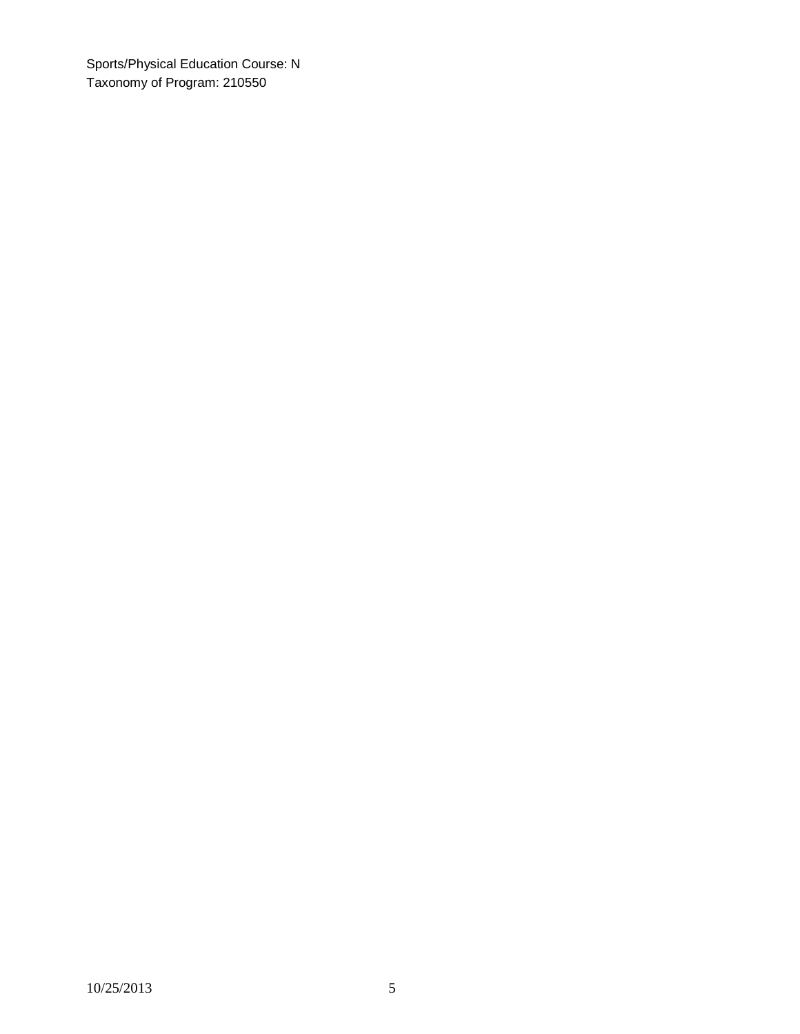Sports/Physical Education Course: N
Taxonomy of Program: 210550